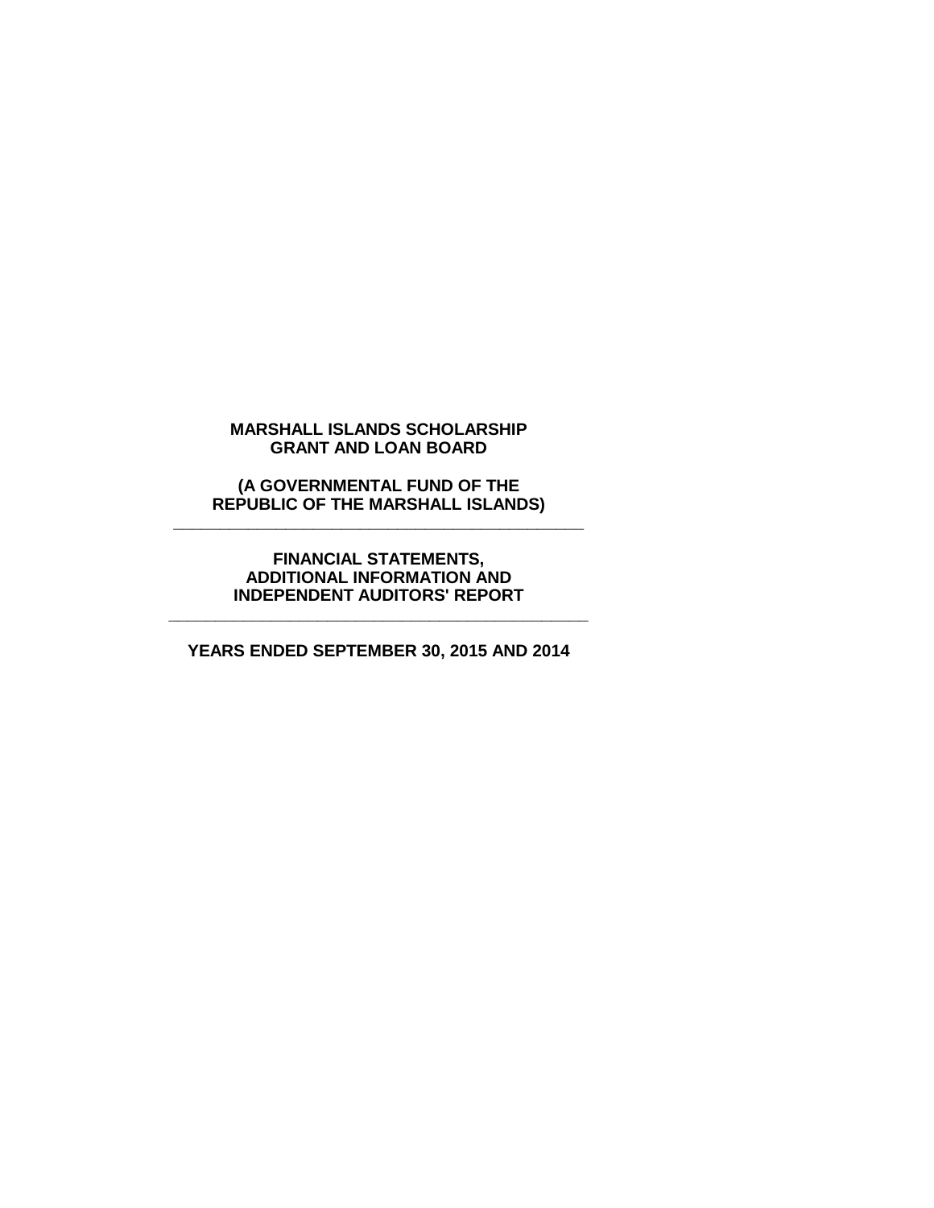# MARSHALL ISLANDS SCHOLARSHIP GRANT AND LOAN BOARD

## (A GOVERNMENTAL FUND OF THE REPUBLIC OF THE MARSHALL ISLANDS)

---

## FINANCIAL STATEMENTS, ADDITIONAL INFORMATION AND INDEPENDENT AUDITORS' REPORT

---

## YEARS ENDED SEPTEMBER 30, 2015 AND 2014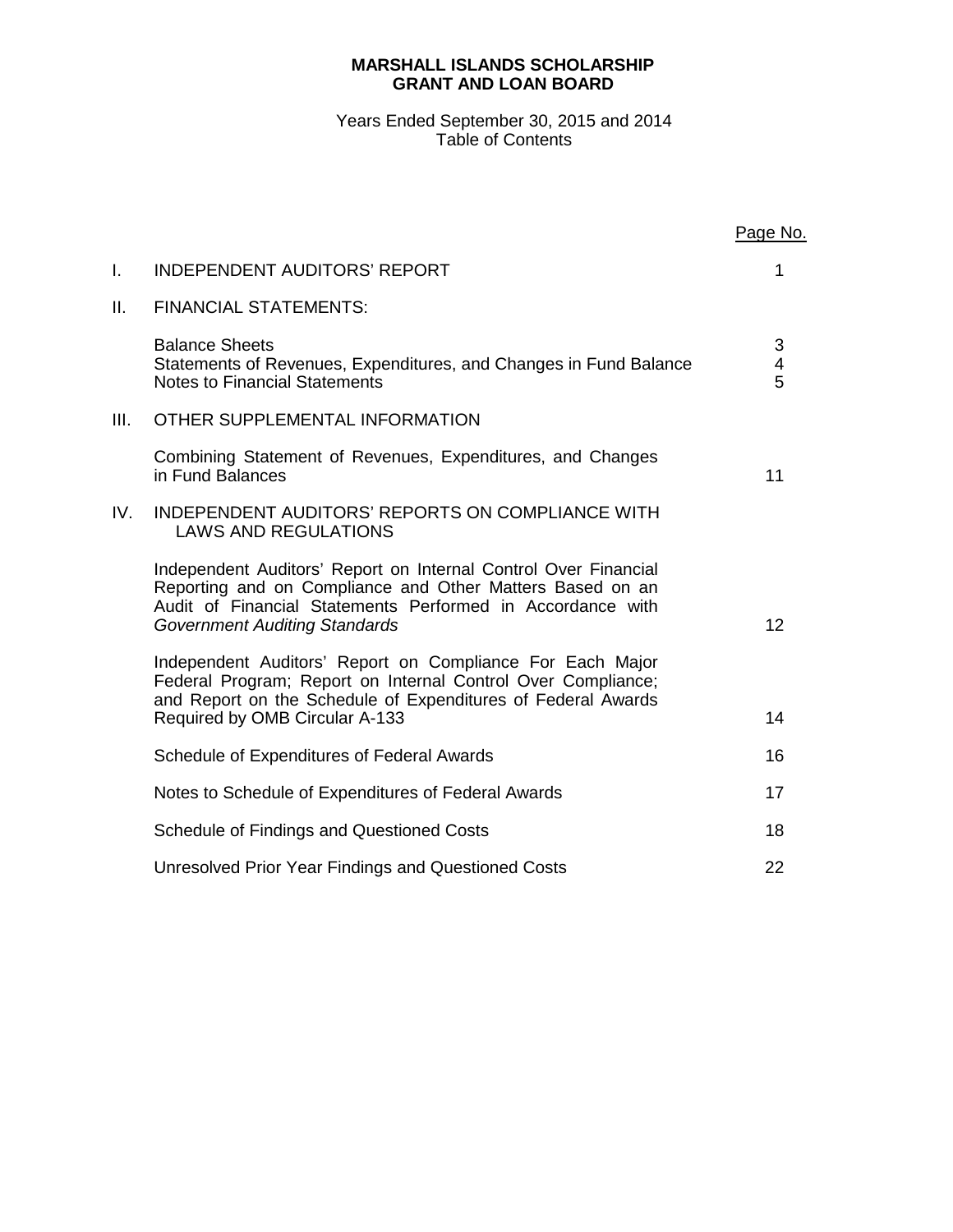**MARSHALL ISLANDS SCHOLARSHIP GRANT AND LOAN BOARD**

Years Ended September 30, 2015 and 2014
Table of Contents

| | | Page No. |
|---|---|---|
| I. | INDEPENDENT AUDITORS' REPORT | 1 |
| II. | FINANCIAL STATEMENTS: | |
| | Balance Sheets | 3 |
| | Statements of Revenues, Expenditures, and Changes in Fund Balance | 4 |
| | Notes to Financial Statements | 5 |
| III. | OTHER SUPPLEMENTAL INFORMATION | |
| | Combining Statement of Revenues, Expenditures, and Changes in Fund Balances | 11 |
| IV. | INDEPENDENT AUDITORS' REPORTS ON COMPLIANCE WITH LAWS AND REGULATIONS | |
| | Independent Auditors' Report on Internal Control Over Financial Reporting and on Compliance and Other Matters Based on an Audit of Financial Statements Performed in Accordance with *Government Auditing Standards* | 12 |
| | Independent Auditors' Report on Compliance For Each Major Federal Program; Report on Internal Control Over Compliance; and Report on the Schedule of Expenditures of Federal Awards Required by OMB Circular A-133 | 14 |
| | Schedule of Expenditures of Federal Awards | 16 |
| | Notes to Schedule of Expenditures of Federal Awards | 17 |
| | Schedule of Findings and Questioned Costs | 18 |
| | Unresolved Prior Year Findings and Questioned Costs | 22 |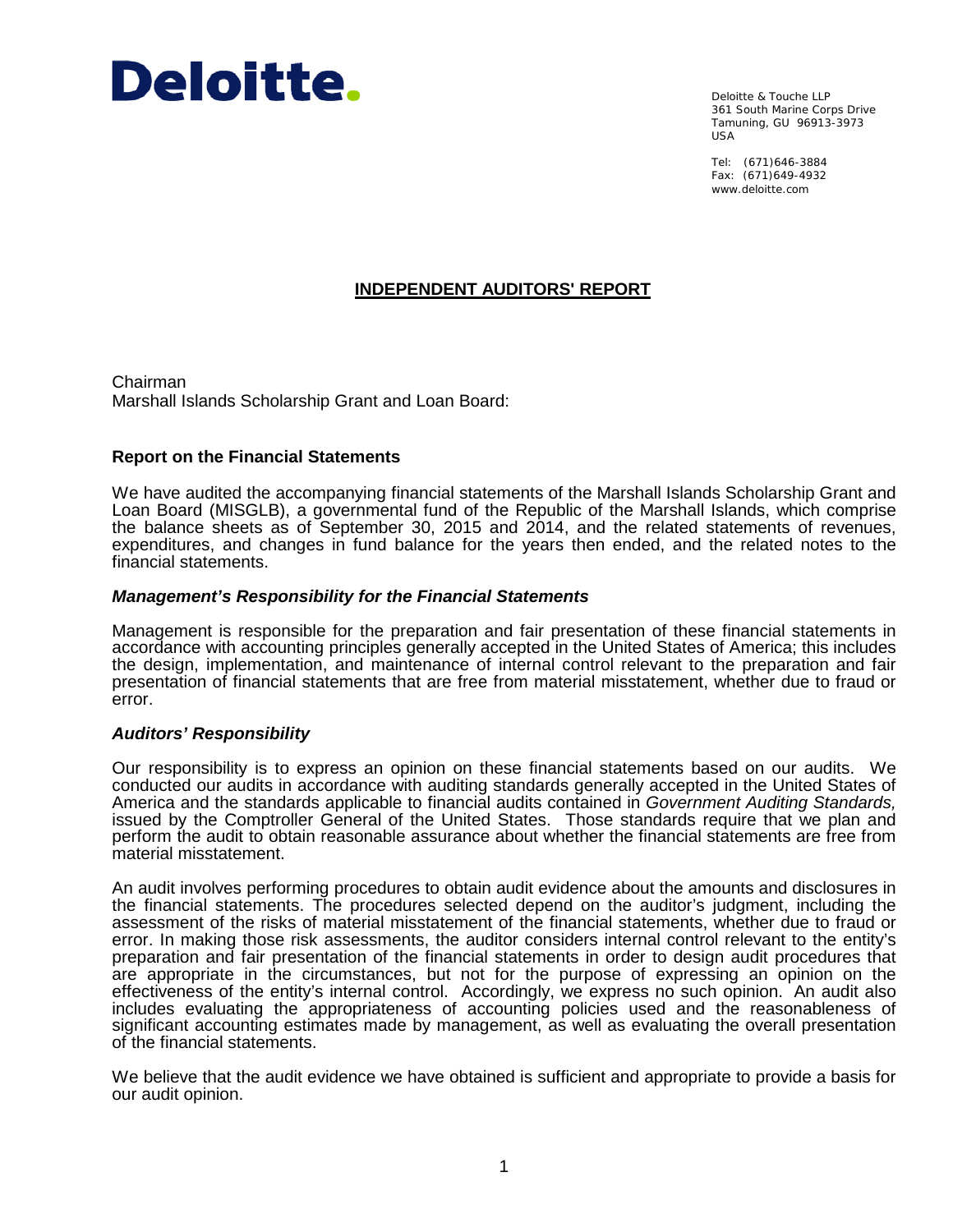**Deloitte.**

Deloitte & Touche LLP
361 South Marine Corps Drive
Tamuning, GU 96913-3973
USA

Tel: (671)646-3884
Fax: (671)649-4932
www.deloitte.com

## INDEPENDENT AUDITORS' REPORT

Chairman
Marshall Islands Scholarship Grant and Loan Board:

### Report on the Financial Statements

We have audited the accompanying financial statements of the Marshall Islands Scholarship Grant and Loan Board (MISGLB), a governmental fund of the Republic of the Marshall Islands, which comprise the balance sheets as of September 30, 2015 and 2014, and the related statements of revenues, expenditures, and changes in fund balance for the years then ended, and the related notes to the financial statements.

### *Management's Responsibility for the Financial Statements*

Management is responsible for the preparation and fair presentation of these financial statements in accordance with accounting principles generally accepted in the United States of America; this includes the design, implementation, and maintenance of internal control relevant to the preparation and fair presentation of financial statements that are free from material misstatement, whether due to fraud or error.

### *Auditors' Responsibility*

Our responsibility is to express an opinion on these financial statements based on our audits. We conducted our audits in accordance with auditing standards generally accepted in the United States of America and the standards applicable to financial audits contained in *Government Auditing Standards,* issued by the Comptroller General of the United States. Those standards require that we plan and perform the audit to obtain reasonable assurance about whether the financial statements are free from material misstatement.

An audit involves performing procedures to obtain audit evidence about the amounts and disclosures in the financial statements. The procedures selected depend on the auditor's judgment, including the assessment of the risks of material misstatement of the financial statements, whether due to fraud or error. In making those risk assessments, the auditor considers internal control relevant to the entity's preparation and fair presentation of the financial statements in order to design audit procedures that are appropriate in the circumstances, but not for the purpose of expressing an opinion on the effectiveness of the entity's internal control. Accordingly, we express no such opinion. An audit also includes evaluating the appropriateness of accounting policies used and the reasonableness of significant accounting estimates made by management, as well as evaluating the overall presentation of the financial statements.

We believe that the audit evidence we have obtained is sufficient and appropriate to provide a basis for our audit opinion.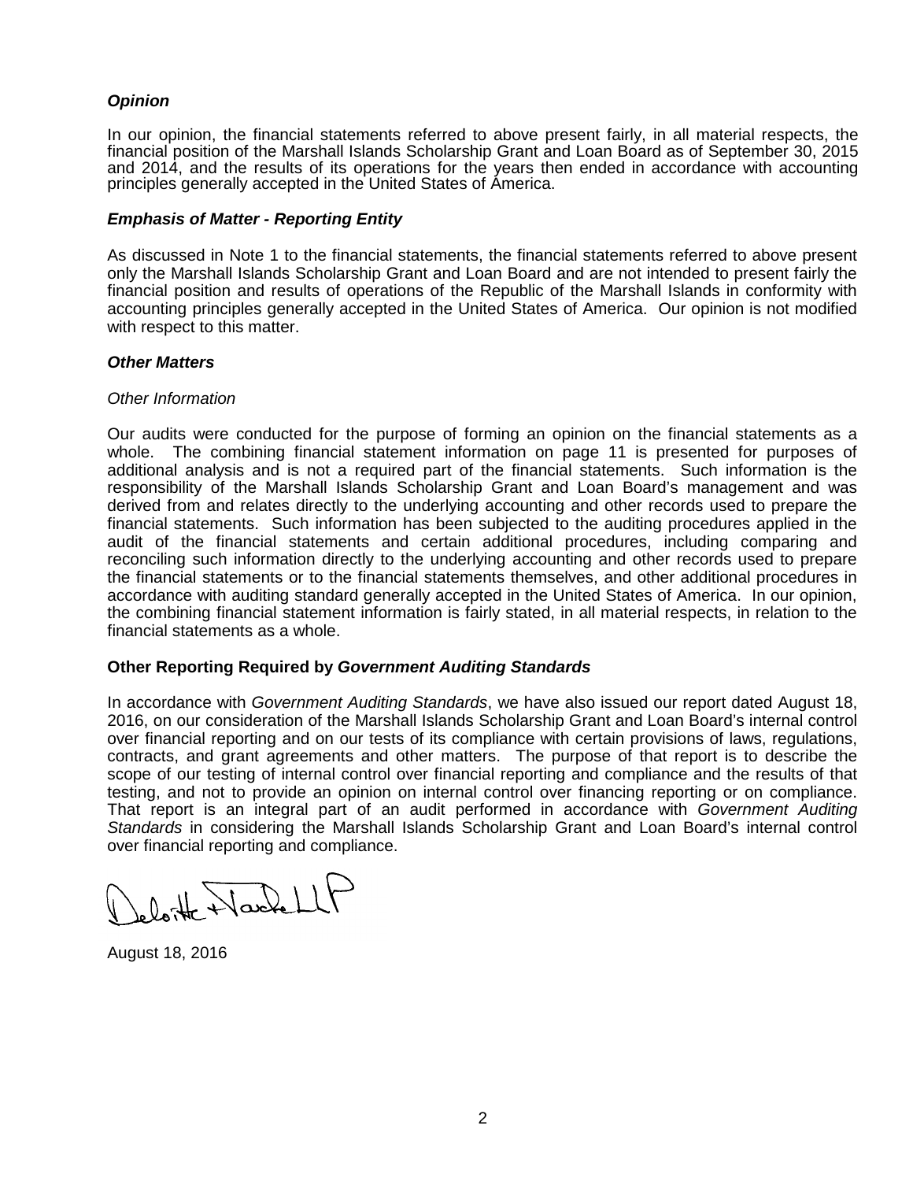### *Opinion*

In our opinion, the financial statements referred to above present fairly, in all material respects, the financial position of the Marshall Islands Scholarship Grant and Loan Board as of September 30, 2015 and 2014, and the results of its operations for the years then ended in accordance with accounting principles generally accepted in the United States of America.

### *Emphasis of Matter - Reporting Entity*

As discussed in Note 1 to the financial statements, the financial statements referred to above present only the Marshall Islands Scholarship Grant and Loan Board and are not intended to present fairly the financial position and results of operations of the Republic of the Marshall Islands in conformity with accounting principles generally accepted in the United States of America. Our opinion is not modified with respect to this matter.

### *Other Matters*

*Other Information*

Our audits were conducted for the purpose of forming an opinion on the financial statements as a whole. The combining financial statement information on page 11 is presented for purposes of additional analysis and is not a required part of the financial statements. Such information is the responsibility of the Marshall Islands Scholarship Grant and Loan Board's management and was derived from and relates directly to the underlying accounting and other records used to prepare the financial statements. Such information has been subjected to the auditing procedures applied in the audit of the financial statements and certain additional procedures, including comparing and reconciling such information directly to the underlying accounting and other records used to prepare the financial statements or to the financial statements themselves, and other additional procedures in accordance with auditing standard generally accepted in the United States of America. In our opinion, the combining financial statement information is fairly stated, in all material respects, in relation to the financial statements as a whole.

### Other Reporting Required by *Government Auditing Standards*

In accordance with *Government Auditing Standards*, we have also issued our report dated August 18, 2016, on our consideration of the Marshall Islands Scholarship Grant and Loan Board's internal control over financial reporting and on our tests of its compliance with certain provisions of laws, regulations, contracts, and grant agreements and other matters. The purpose of that report is to describe the scope of our testing of internal control over financial reporting and compliance and the results of that testing, and not to provide an opinion on internal control over financing reporting or on compliance. That report is an integral part of an audit performed in accordance with *Government Auditing Standards* in considering the Marshall Islands Scholarship Grant and Loan Board's internal control over financial reporting and compliance.

Deloitte & Touche LLP

August 18, 2016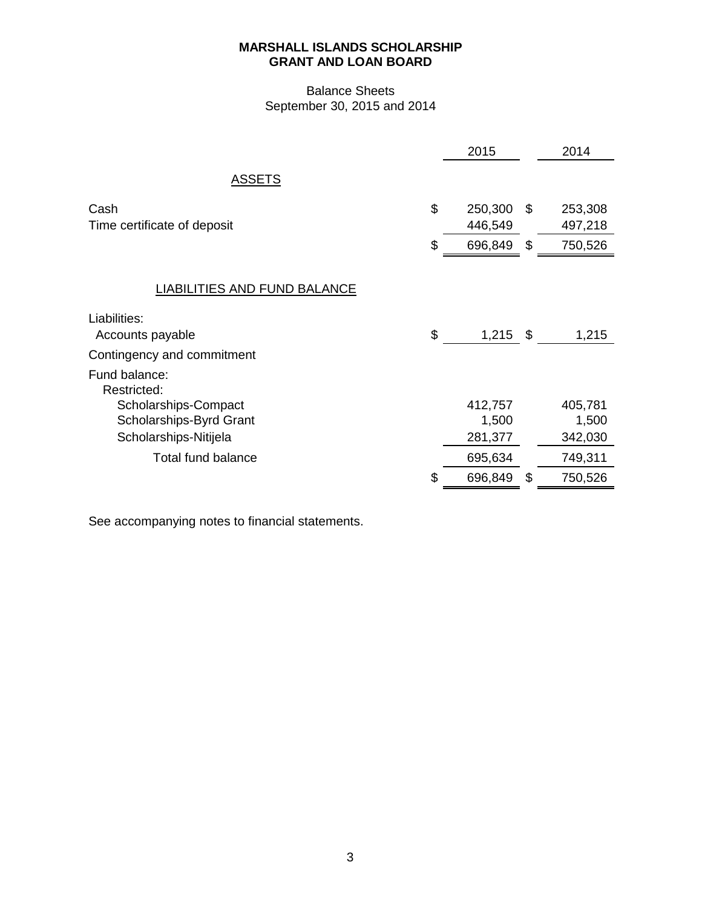**MARSHALL ISLANDS SCHOLARSHIP**
**GRANT AND LOAN BOARD**

Balance Sheets
September 30, 2015 and 2014

| | 2015 | 2014 |
|---|---|---|
| **ASSETS** | | |
| Cash | $ 250,300 | $ 253,308 |
| Time certificate of deposit | 446,549 | 497,218 |
| | $ 696,849 | $ 750,526 |
| **LIABILITIES AND FUND BALANCE** | | |
| Liabilities: | | |
| Accounts payable | $ 1,215 | $ 1,215 |
| Contingency and commitment | | |
| Fund balance: | | |
| Restricted: | | |
| Scholarships-Compact | 412,757 | 405,781 |
| Scholarships-Byrd Grant | 1,500 | 1,500 |
| Scholarships-Nitijela | 281,377 | 342,030 |
| Total fund balance | 695,634 | 749,311 |
| | $ 696,849 | $ 750,526 |

See accompanying notes to financial statements.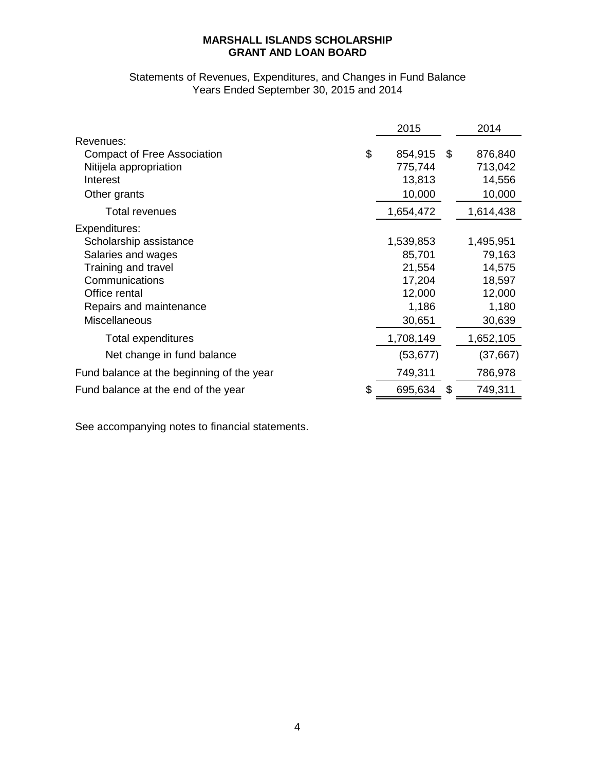**MARSHALL ISLANDS SCHOLARSHIP**
**GRANT AND LOAN BOARD**

Statements of Revenues, Expenditures, and Changes in Fund Balance
Years Ended September 30, 2015 and 2014

| | 2015 | 2014 |
|---|---|---|
| Revenues: | | |
| Compact of Free Association | $ 854,915 | $ 876,840 |
| Nitijela appropriation | 775,744 | 713,042 |
| Interest | 13,813 | 14,556 |
| Other grants | 10,000 | 10,000 |
| Total revenues | 1,654,472 | 1,614,438 |
| Expenditures: | | |
| Scholarship assistance | 1,539,853 | 1,495,951 |
| Salaries and wages | 85,701 | 79,163 |
| Training and travel | 21,554 | 14,575 |
| Communications | 17,204 | 18,597 |
| Office rental | 12,000 | 12,000 |
| Repairs and maintenance | 1,186 | 1,180 |
| Miscellaneous | 30,651 | 30,639 |
| Total expenditures | 1,708,149 | 1,652,105 |
| Net change in fund balance | (53,677) | (37,667) |
| Fund balance at the beginning of the year | 749,311 | 786,978 |
| Fund balance at the end of the year | $ 695,634 | $ 749,311 |

See accompanying notes to financial statements.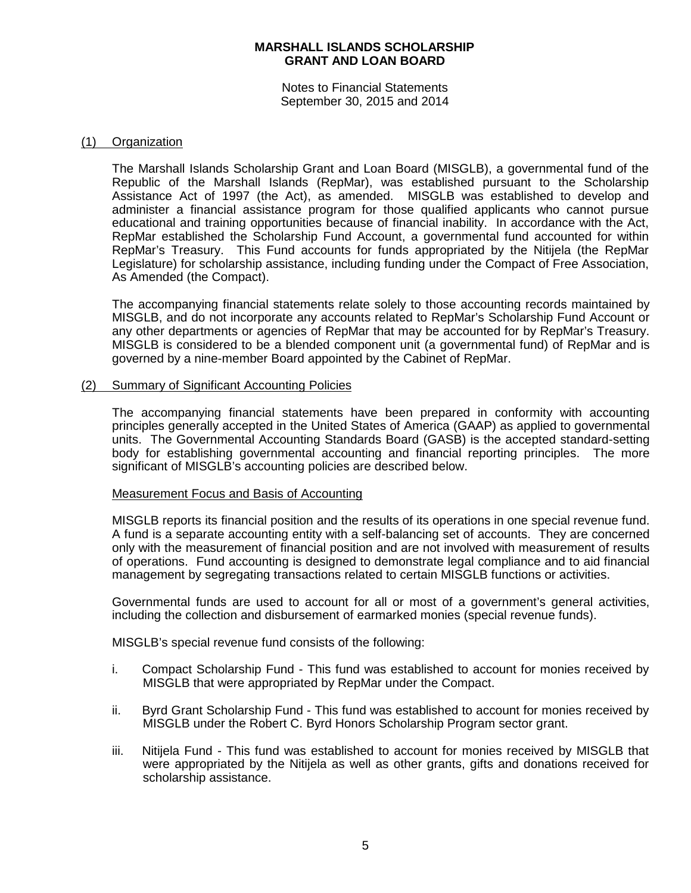**MARSHALL ISLANDS SCHOLARSHIP GRANT AND LOAN BOARD**

Notes to Financial Statements
September 30, 2015 and 2014

## (1) Organization

The Marshall Islands Scholarship Grant and Loan Board (MISGLB), a governmental fund of the Republic of the Marshall Islands (RepMar), was established pursuant to the Scholarship Assistance Act of 1997 (the Act), as amended. MISGLB was established to develop and administer a financial assistance program for those qualified applicants who cannot pursue educational and training opportunities because of financial inability. In accordance with the Act, RepMar established the Scholarship Fund Account, a governmental fund accounted for within RepMar's Treasury. This Fund accounts for funds appropriated by the Nitijela (the RepMar Legislature) for scholarship assistance, including funding under the Compact of Free Association, As Amended (the Compact).

The accompanying financial statements relate solely to those accounting records maintained by MISGLB, and do not incorporate any accounts related to RepMar's Scholarship Fund Account or any other departments or agencies of RepMar that may be accounted for by RepMar's Treasury. MISGLB is considered to be a blended component unit (a governmental fund) of RepMar and is governed by a nine-member Board appointed by the Cabinet of RepMar.

## (2) Summary of Significant Accounting Policies

The accompanying financial statements have been prepared in conformity with accounting principles generally accepted in the United States of America (GAAP) as applied to governmental units. The Governmental Accounting Standards Board (GASB) is the accepted standard-setting body for establishing governmental accounting and financial reporting principles. The more significant of MISGLB's accounting policies are described below.

### Measurement Focus and Basis of Accounting

MISGLB reports its financial position and the results of its operations in one special revenue fund. A fund is a separate accounting entity with a self-balancing set of accounts. They are concerned only with the measurement of financial position and are not involved with measurement of results of operations. Fund accounting is designed to demonstrate legal compliance and to aid financial management by segregating transactions related to certain MISGLB functions or activities.

Governmental funds are used to account for all or most of a government's general activities, including the collection and disbursement of earmarked monies (special revenue funds).

MISGLB's special revenue fund consists of the following:

i. Compact Scholarship Fund - This fund was established to account for monies received by MISGLB that were appropriated by RepMar under the Compact.

ii. Byrd Grant Scholarship Fund - This fund was established to account for monies received by MISGLB under the Robert C. Byrd Honors Scholarship Program sector grant.

iii. Nitijela Fund - This fund was established to account for monies received by MISGLB that were appropriated by the Nitijela as well as other grants, gifts and donations received for scholarship assistance.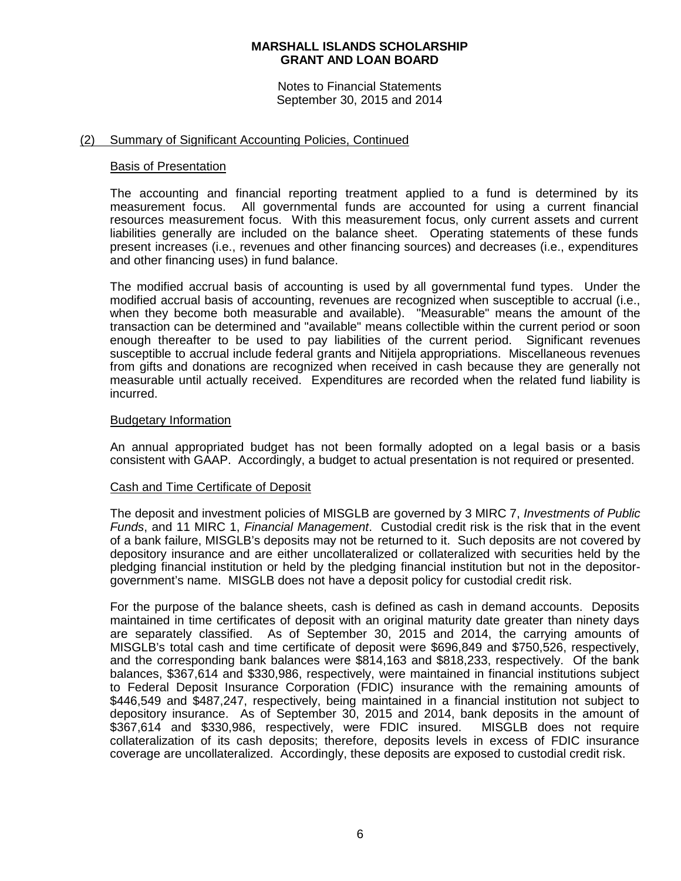## (2) Summary of Significant Accounting Policies, Continued

### Basis of Presentation

The accounting and financial reporting treatment applied to a fund is determined by its measurement focus. All governmental funds are accounted for using a current financial resources measurement focus. With this measurement focus, only current assets and current liabilities generally are included on the balance sheet. Operating statements of these funds present increases (i.e., revenues and other financing sources) and decreases (i.e., expenditures and other financing uses) in fund balance.

The modified accrual basis of accounting is used by all governmental fund types. Under the modified accrual basis of accounting, revenues are recognized when susceptible to accrual (i.e., when they become both measurable and available). "Measurable" means the amount of the transaction can be determined and "available" means collectible within the current period or soon enough thereafter to be used to pay liabilities of the current period. Significant revenues susceptible to accrual include federal grants and Nitijela appropriations. Miscellaneous revenues from gifts and donations are recognized when received in cash because they are generally not measurable until actually received. Expenditures are recorded when the related fund liability is incurred.

### Budgetary Information

An annual appropriated budget has not been formally adopted on a legal basis or a basis consistent with GAAP. Accordingly, a budget to actual presentation is not required or presented.

### Cash and Time Certificate of Deposit

The deposit and investment policies of MISGLB are governed by 3 MIRC 7, *Investments of Public Funds*, and 11 MIRC 1, *Financial Management*. Custodial credit risk is the risk that in the event of a bank failure, MISGLB's deposits may not be returned to it. Such deposits are not covered by depository insurance and are either uncollateralized or collateralized with securities held by the pledging financial institution or held by the pledging financial institution but not in the depositor-government's name. MISGLB does not have a deposit policy for custodial credit risk.

For the purpose of the balance sheets, cash is defined as cash in demand accounts. Deposits maintained in time certificates of deposit with an original maturity date greater than ninety days are separately classified. As of September 30, 2015 and 2014, the carrying amounts of MISGLB's total cash and time certificate of deposit were $696,849 and $750,526, respectively, and the corresponding bank balances were $814,163 and $818,233, respectively. Of the bank balances, $367,614 and $330,986, respectively, were maintained in financial institutions subject to Federal Deposit Insurance Corporation (FDIC) insurance with the remaining amounts of $446,549 and $487,247, respectively, being maintained in a financial institution not subject to depository insurance. As of September 30, 2015 and 2014, bank deposits in the amount of $367,614 and $330,986, respectively, were FDIC insured. MISGLB does not require collateralization of its cash deposits; therefore, deposits levels in excess of FDIC insurance coverage are uncollateralized. Accordingly, these deposits are exposed to custodial credit risk.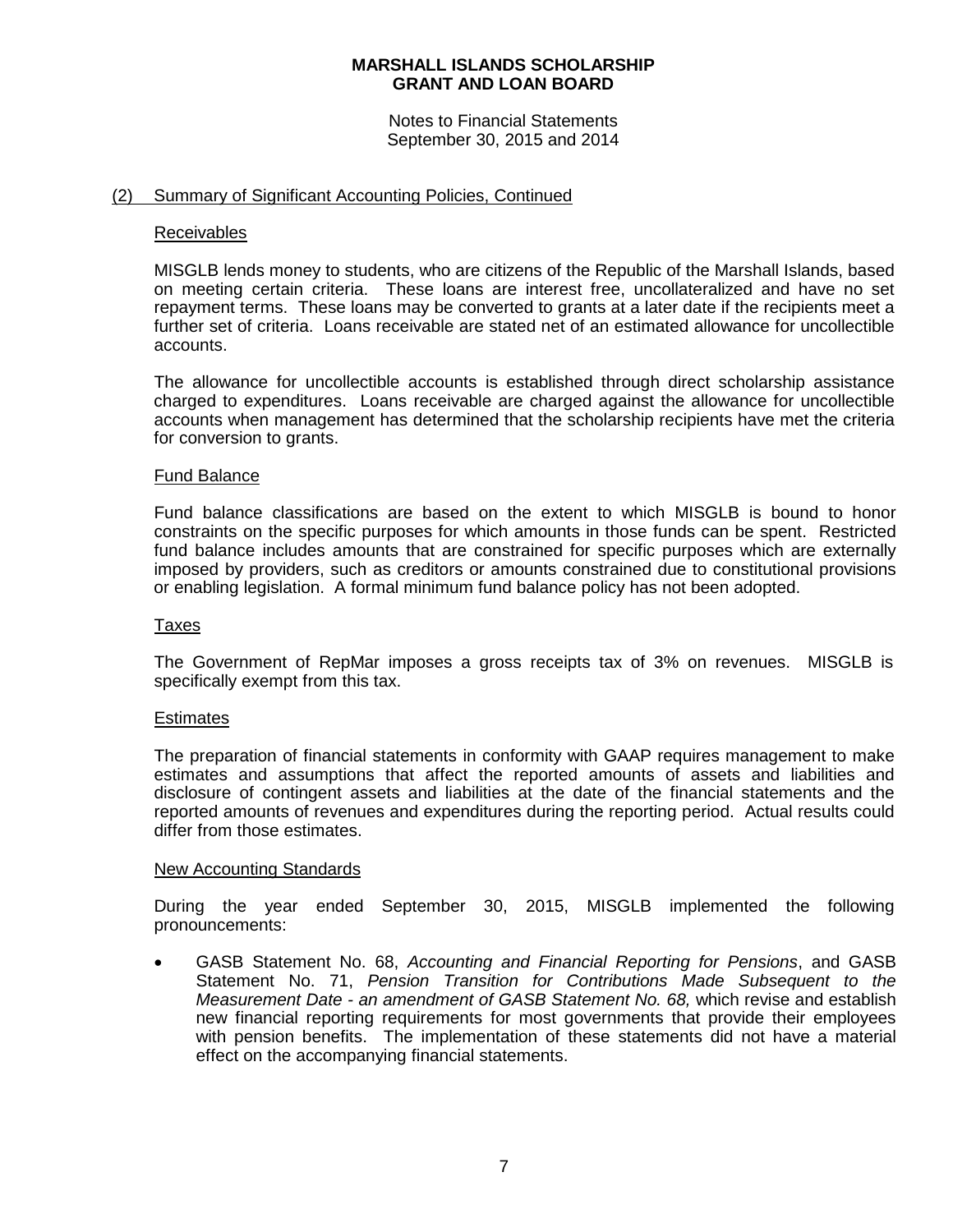## (2) Summary of Significant Accounting Policies, Continued

### Receivables

MISGLB lends money to students, who are citizens of the Republic of the Marshall Islands, based on meeting certain criteria. These loans are interest free, uncollateralized and have no set repayment terms. These loans may be converted to grants at a later date if the recipients meet a further set of criteria. Loans receivable are stated net of an estimated allowance for uncollectible accounts.

The allowance for uncollectible accounts is established through direct scholarship assistance charged to expenditures. Loans receivable are charged against the allowance for uncollectible accounts when management has determined that the scholarship recipients have met the criteria for conversion to grants.

### Fund Balance

Fund balance classifications are based on the extent to which MISGLB is bound to honor constraints on the specific purposes for which amounts in those funds can be spent. Restricted fund balance includes amounts that are constrained for specific purposes which are externally imposed by providers, such as creditors or amounts constrained due to constitutional provisions or enabling legislation. A formal minimum fund balance policy has not been adopted.

### Taxes

The Government of RepMar imposes a gross receipts tax of 3% on revenues. MISGLB is specifically exempt from this tax.

### Estimates

The preparation of financial statements in conformity with GAAP requires management to make estimates and assumptions that affect the reported amounts of assets and liabilities and disclosure of contingent assets and liabilities at the date of the financial statements and the reported amounts of revenues and expenditures during the reporting period. Actual results could differ from those estimates.

### New Accounting Standards

During the year ended September 30, 2015, MISGLB implemented the following pronouncements:

- GASB Statement No. 68, *Accounting and Financial Reporting for Pensions*, and GASB Statement No. 71, *Pension Transition for Contributions Made Subsequent to the Measurement Date - an amendment of GASB Statement No. 68,* which revise and establish new financial reporting requirements for most governments that provide their employees with pension benefits. The implementation of these statements did not have a material effect on the accompanying financial statements.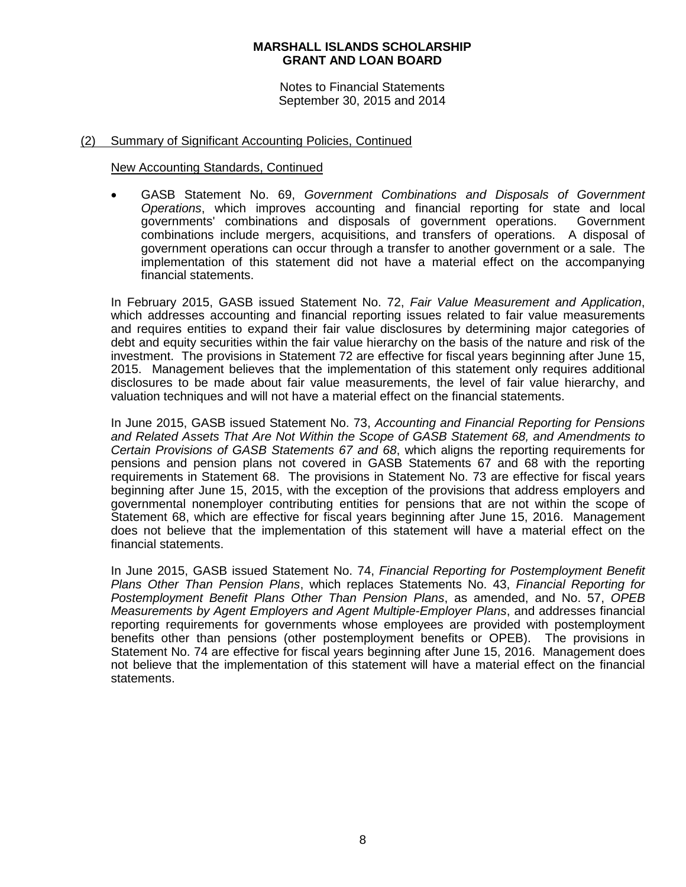## (2) Summary of Significant Accounting Policies, Continued

### New Accounting Standards, Continued

- GASB Statement No. 69, *Government Combinations and Disposals of Government Operations*, which improves accounting and financial reporting for state and local governments' combinations and disposals of government operations. Government combinations include mergers, acquisitions, and transfers of operations. A disposal of government operations can occur through a transfer to another government or a sale. The implementation of this statement did not have a material effect on the accompanying financial statements.

In February 2015, GASB issued Statement No. 72, *Fair Value Measurement and Application*, which addresses accounting and financial reporting issues related to fair value measurements and requires entities to expand their fair value disclosures by determining major categories of debt and equity securities within the fair value hierarchy on the basis of the nature and risk of the investment. The provisions in Statement 72 are effective for fiscal years beginning after June 15, 2015. Management believes that the implementation of this statement only requires additional disclosures to be made about fair value measurements, the level of fair value hierarchy, and valuation techniques and will not have a material effect on the financial statements.

In June 2015, GASB issued Statement No. 73, *Accounting and Financial Reporting for Pensions and Related Assets That Are Not Within the Scope of GASB Statement 68, and Amendments to Certain Provisions of GASB Statements 67 and 68*, which aligns the reporting requirements for pensions and pension plans not covered in GASB Statements 67 and 68 with the reporting requirements in Statement 68. The provisions in Statement No. 73 are effective for fiscal years beginning after June 15, 2015, with the exception of the provisions that address employers and governmental nonemployer contributing entities for pensions that are not within the scope of Statement 68, which are effective for fiscal years beginning after June 15, 2016. Management does not believe that the implementation of this statement will have a material effect on the financial statements.

In June 2015, GASB issued Statement No. 74, *Financial Reporting for Postemployment Benefit Plans Other Than Pension Plans*, which replaces Statements No. 43, *Financial Reporting for Postemployment Benefit Plans Other Than Pension Plans*, as amended, and No. 57, *OPEB Measurements by Agent Employers and Agent Multiple-Employer Plans*, and addresses financial reporting requirements for governments whose employees are provided with postemployment benefits other than pensions (other postemployment benefits or OPEB). The provisions in Statement No. 74 are effective for fiscal years beginning after June 15, 2016. Management does not believe that the implementation of this statement will have a material effect on the financial statements.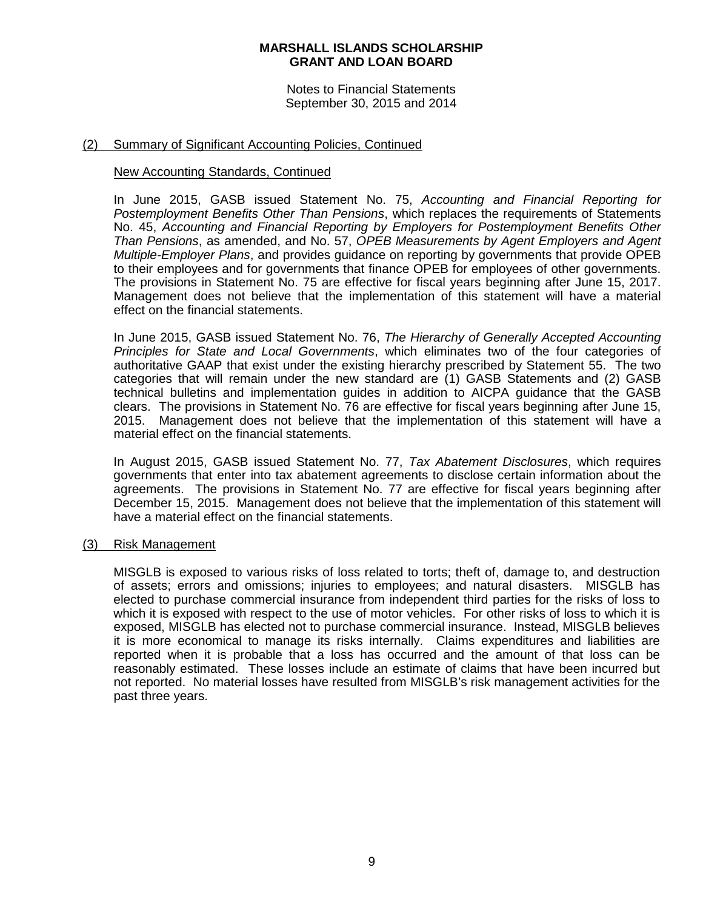## (2) Summary of Significant Accounting Policies, Continued

### New Accounting Standards, Continued

In June 2015, GASB issued Statement No. 75, *Accounting and Financial Reporting for Postemployment Benefits Other Than Pensions*, which replaces the requirements of Statements No. 45, *Accounting and Financial Reporting by Employers for Postemployment Benefits Other Than Pensions*, as amended, and No. 57, *OPEB Measurements by Agent Employers and Agent Multiple-Employer Plans*, and provides guidance on reporting by governments that provide OPEB to their employees and for governments that finance OPEB for employees of other governments. The provisions in Statement No. 75 are effective for fiscal years beginning after June 15, 2017. Management does not believe that the implementation of this statement will have a material effect on the financial statements.

In June 2015, GASB issued Statement No. 76, *The Hierarchy of Generally Accepted Accounting Principles for State and Local Governments*, which eliminates two of the four categories of authoritative GAAP that exist under the existing hierarchy prescribed by Statement 55. The two categories that will remain under the new standard are (1) GASB Statements and (2) GASB technical bulletins and implementation guides in addition to AICPA guidance that the GASB clears. The provisions in Statement No. 76 are effective for fiscal years beginning after June 15, 2015. Management does not believe that the implementation of this statement will have a material effect on the financial statements.

In August 2015, GASB issued Statement No. 77, *Tax Abatement Disclosures*, which requires governments that enter into tax abatement agreements to disclose certain information about the agreements. The provisions in Statement No. 77 are effective for fiscal years beginning after December 15, 2015. Management does not believe that the implementation of this statement will have a material effect on the financial statements.

## (3) Risk Management

MISGLB is exposed to various risks of loss related to torts; theft of, damage to, and destruction of assets; errors and omissions; injuries to employees; and natural disasters. MISGLB has elected to purchase commercial insurance from independent third parties for the risks of loss to which it is exposed with respect to the use of motor vehicles. For other risks of loss to which it is exposed, MISGLB has elected not to purchase commercial insurance. Instead, MISGLB believes it is more economical to manage its risks internally. Claims expenditures and liabilities are reported when it is probable that a loss has occurred and the amount of that loss can be reasonably estimated. These losses include an estimate of claims that have been incurred but not reported. No material losses have resulted from MISGLB's risk management activities for the past three years.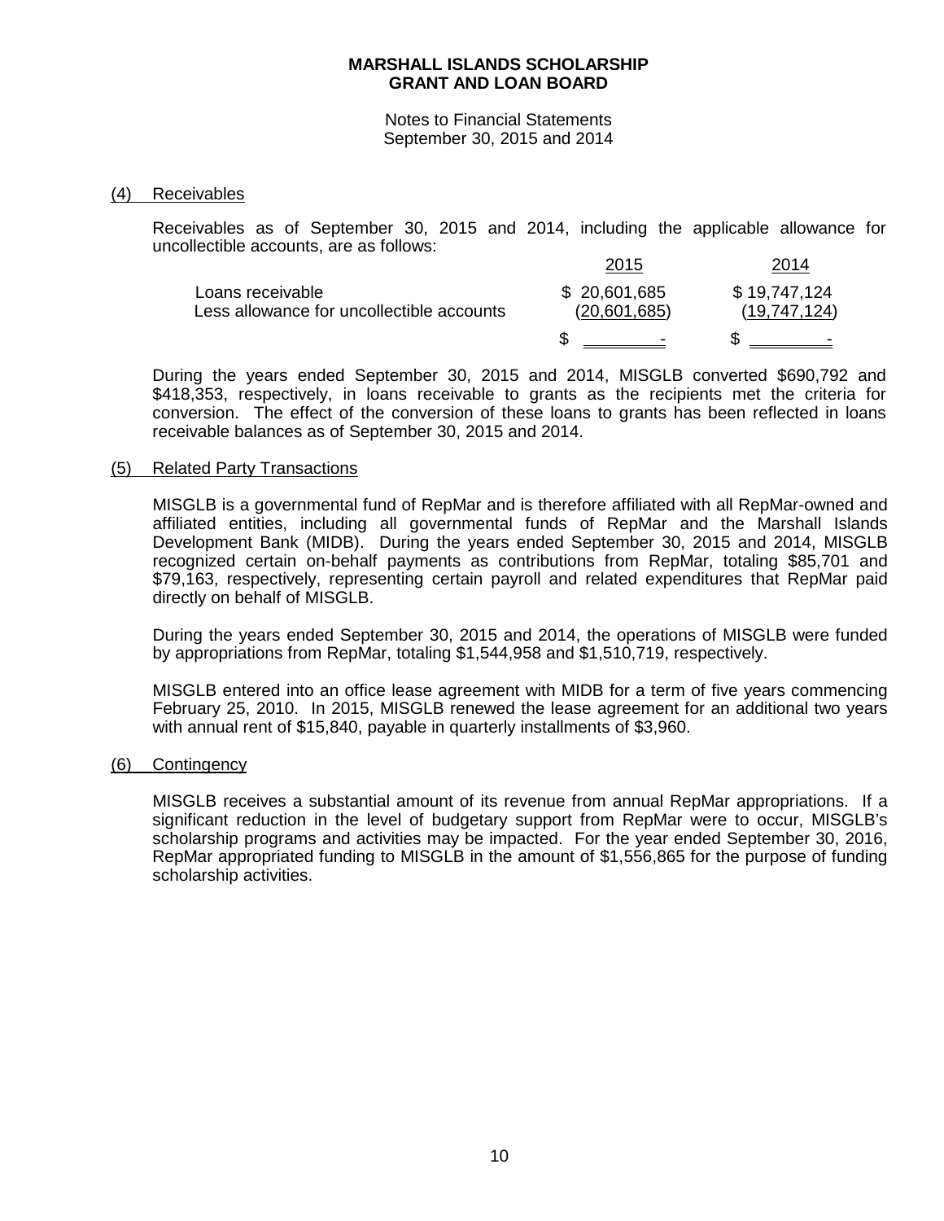# MARSHALL ISLANDS SCHOLARSHIP GRANT AND LOAN BOARD

Notes to Financial Statements
September 30, 2015 and 2014

## (4) Receivables

Receivables as of September 30, 2015 and 2014, including the applicable allowance for uncollectible accounts, are as follows:

| | 2015 | 2014 |
|---|---|---|
| Loans receivable | $ 20,601,685 | $ 19,747,124 |
| Less allowance for uncollectible accounts | (20,601,685) | (19,747,124) |
| | $ - | $ - |

During the years ended September 30, 2015 and 2014, MISGLB converted $690,792 and $418,353, respectively, in loans receivable to grants as the recipients met the criteria for conversion. The effect of the conversion of these loans to grants has been reflected in loans receivable balances as of September 30, 2015 and 2014.

## (5) Related Party Transactions

MISGLB is a governmental fund of RepMar and is therefore affiliated with all RepMar-owned and affiliated entities, including all governmental funds of RepMar and the Marshall Islands Development Bank (MIDB). During the years ended September 30, 2015 and 2014, MISGLB recognized certain on-behalf payments as contributions from RepMar, totaling $85,701 and $79,163, respectively, representing certain payroll and related expenditures that RepMar paid directly on behalf of MISGLB.

During the years ended September 30, 2015 and 2014, the operations of MISGLB were funded by appropriations from RepMar, totaling $1,544,958 and $1,510,719, respectively.

MISGLB entered into an office lease agreement with MIDB for a term of five years commencing February 25, 2010. In 2015, MISGLB renewed the lease agreement for an additional two years with annual rent of $15,840, payable in quarterly installments of $3,960.

## (6) Contingency

MISGLB receives a substantial amount of its revenue from annual RepMar appropriations. If a significant reduction in the level of budgetary support from RepMar were to occur, MISGLB's scholarship programs and activities may be impacted. For the year ended September 30, 2016, RepMar appropriated funding to MISGLB in the amount of $1,556,865 for the purpose of funding scholarship activities.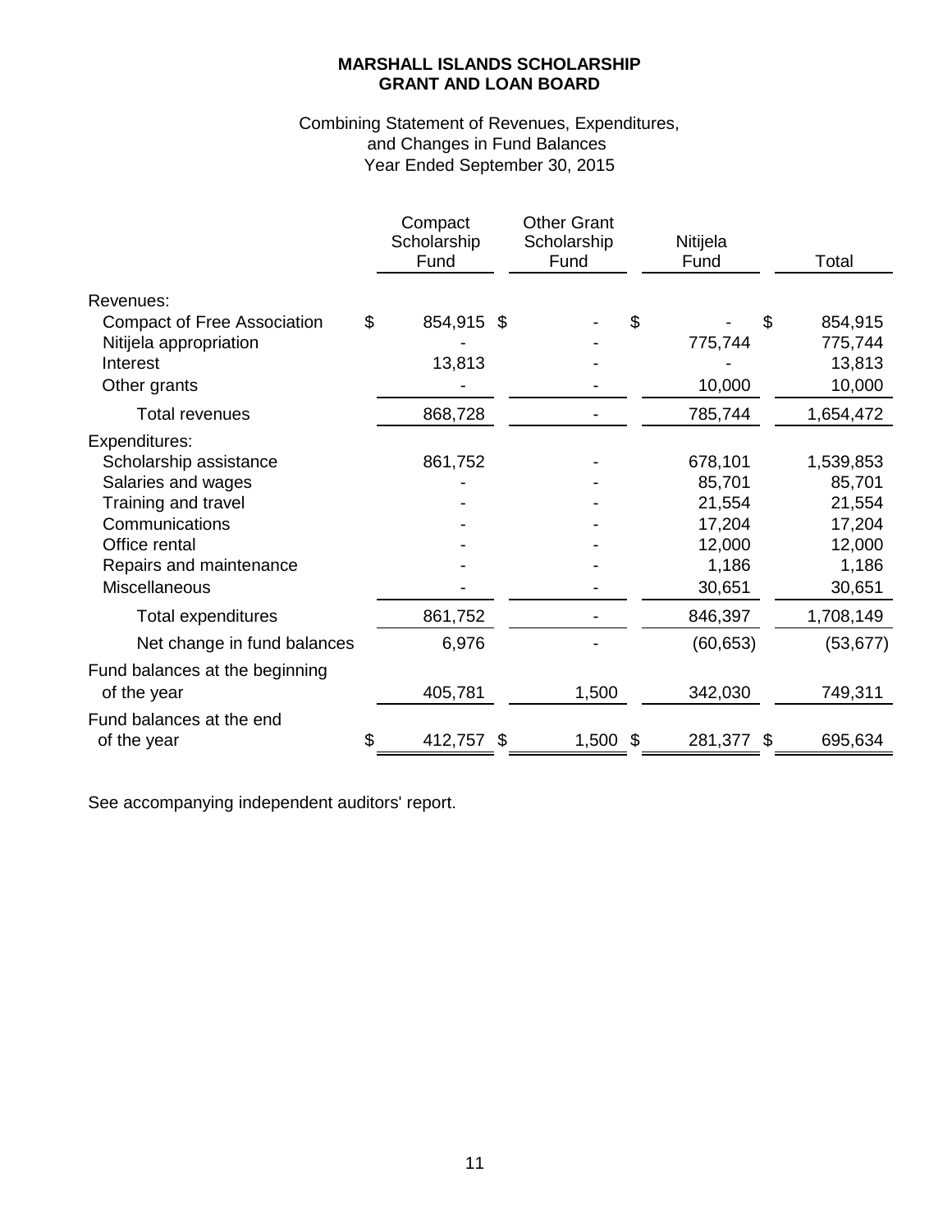**MARSHALL ISLANDS SCHOLARSHIP**
**GRANT AND LOAN BOARD**

Combining Statement of Revenues, Expenditures,
and Changes in Fund Balances
Year Ended September 30, 2015

| | Compact Scholarship Fund | Other Grant Scholarship Fund | Nitijela Fund | Total |
|---|---|---|---|---|
| Revenues: | | | | |
| Compact of Free Association | $ 854,915 | $ - | $ - | $ 854,915 |
| Nitijela appropriation | - | - | 775,744 | 775,744 |
| Interest | 13,813 | - | - | 13,813 |
| Other grants | - | - | 10,000 | 10,000 |
| Total revenues | 868,728 | - | 785,744 | 1,654,472 |
| Expenditures: | | | | |
| Scholarship assistance | 861,752 | - | 678,101 | 1,539,853 |
| Salaries and wages | - | - | 85,701 | 85,701 |
| Training and travel | - | - | 21,554 | 21,554 |
| Communications | - | - | 17,204 | 17,204 |
| Office rental | - | - | 12,000 | 12,000 |
| Repairs and maintenance | - | - | 1,186 | 1,186 |
| Miscellaneous | - | - | 30,651 | 30,651 |
| Total expenditures | 861,752 | - | 846,397 | 1,708,149 |
| Net change in fund balances | 6,976 | - | (60,653) | (53,677) |
| Fund balances at the beginning of the year | 405,781 | 1,500 | 342,030 | 749,311 |
| Fund balances at the end of the year | $ 412,757 | $ 1,500 | $ 281,377 | $ 695,634 |

See accompanying independent auditors' report.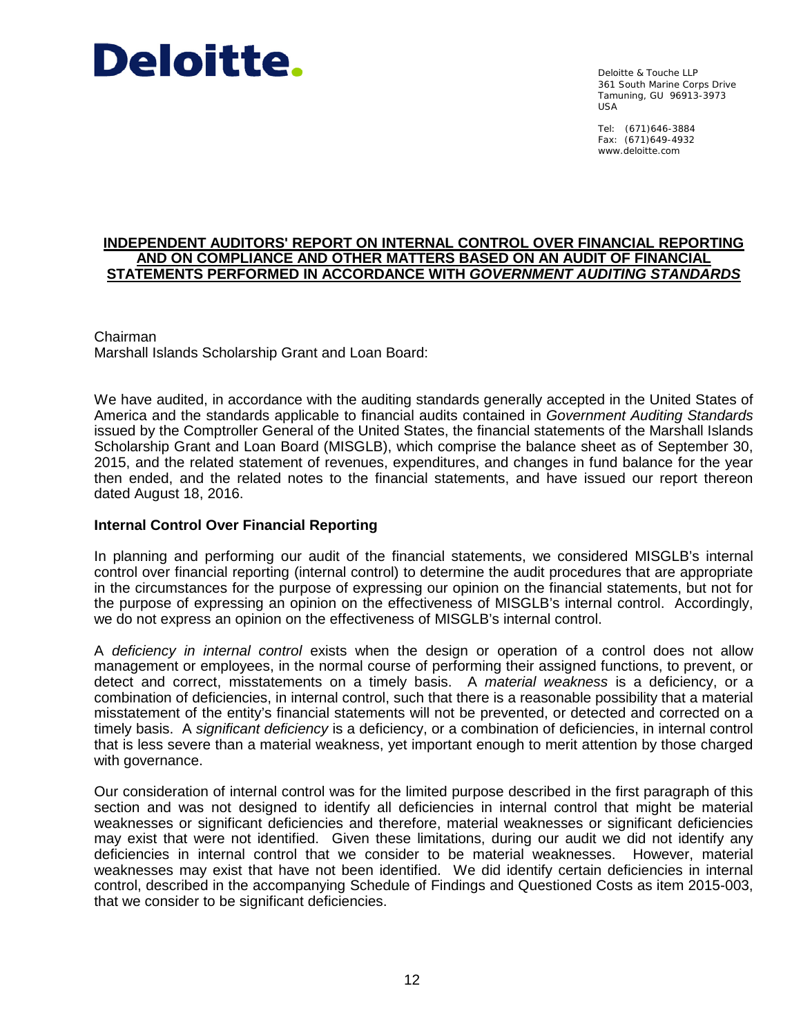Deloitte.

Deloitte & Touche LLP
361 South Marine Corps Drive
Tamuning, GU 96913-3973
USA

Tel: (671)646-3884
Fax: (671)649-4932
www.deloitte.com

## INDEPENDENT AUDITORS' REPORT ON INTERNAL CONTROL OVER FINANCIAL REPORTING AND ON COMPLIANCE AND OTHER MATTERS BASED ON AN AUDIT OF FINANCIAL STATEMENTS PERFORMED IN ACCORDANCE WITH *GOVERNMENT AUDITING STANDARDS*

Chairman
Marshall Islands Scholarship Grant and Loan Board:

We have audited, in accordance with the auditing standards generally accepted in the United States of America and the standards applicable to financial audits contained in *Government Auditing Standards* issued by the Comptroller General of the United States, the financial statements of the Marshall Islands Scholarship Grant and Loan Board (MISGLB), which comprise the balance sheet as of September 30, 2015, and the related statement of revenues, expenditures, and changes in fund balance for the year then ended, and the related notes to the financial statements, and have issued our report thereon dated August 18, 2016.

**Internal Control Over Financial Reporting**

In planning and performing our audit of the financial statements, we considered MISGLB's internal control over financial reporting (internal control) to determine the audit procedures that are appropriate in the circumstances for the purpose of expressing our opinion on the financial statements, but not for the purpose of expressing an opinion on the effectiveness of MISGLB's internal control. Accordingly, we do not express an opinion on the effectiveness of MISGLB's internal control.

A *deficiency in internal control* exists when the design or operation of a control does not allow management or employees, in the normal course of performing their assigned functions, to prevent, or detect and correct, misstatements on a timely basis. A *material weakness* is a deficiency, or a combination of deficiencies, in internal control, such that there is a reasonable possibility that a material misstatement of the entity's financial statements will not be prevented, or detected and corrected on a timely basis. A *significant deficiency* is a deficiency, or a combination of deficiencies, in internal control that is less severe than a material weakness, yet important enough to merit attention by those charged with governance.

Our consideration of internal control was for the limited purpose described in the first paragraph of this section and was not designed to identify all deficiencies in internal control that might be material weaknesses or significant deficiencies and therefore, material weaknesses or significant deficiencies may exist that were not identified. Given these limitations, during our audit we did not identify any deficiencies in internal control that we consider to be material weaknesses. However, material weaknesses may exist that have not been identified. We did identify certain deficiencies in internal control, described in the accompanying Schedule of Findings and Questioned Costs as item 2015-003, that we consider to be significant deficiencies.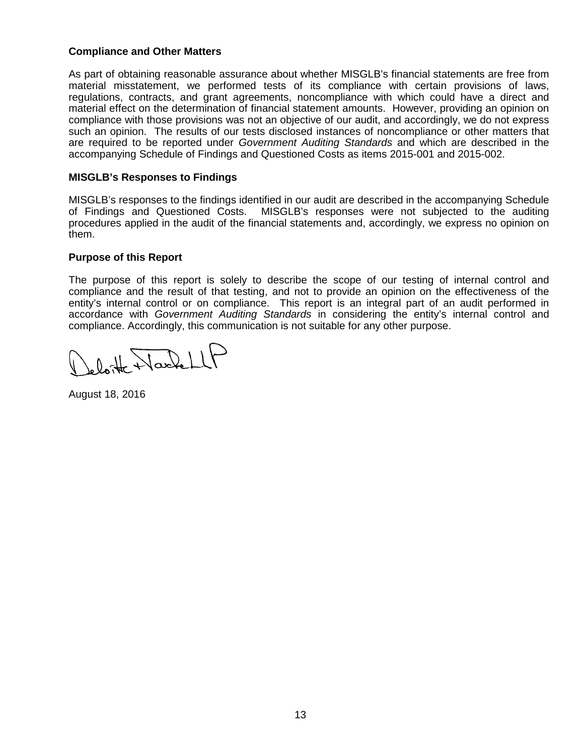### Compliance and Other Matters

As part of obtaining reasonable assurance about whether MISGLB's financial statements are free from material misstatement, we performed tests of its compliance with certain provisions of laws, regulations, contracts, and grant agreements, noncompliance with which could have a direct and material effect on the determination of financial statement amounts. However, providing an opinion on compliance with those provisions was not an objective of our audit, and accordingly, we do not express such an opinion. The results of our tests disclosed instances of noncompliance or other matters that are required to be reported under *Government Auditing Standards* and which are described in the accompanying Schedule of Findings and Questioned Costs as items 2015-001 and 2015-002.

### MISGLB's Responses to Findings

MISGLB's responses to the findings identified in our audit are described in the accompanying Schedule of Findings and Questioned Costs. MISGLB's responses were not subjected to the auditing procedures applied in the audit of the financial statements and, accordingly, we express no opinion on them.

### Purpose of this Report

The purpose of this report is solely to describe the scope of our testing of internal control and compliance and the result of that testing, and not to provide an opinion on the effectiveness of the entity's internal control or on compliance. This report is an integral part of an audit performed in accordance with *Government Auditing Standards* in considering the entity's internal control and compliance. Accordingly, this communication is not suitable for any other purpose.

Deloitte & Touche LLP

August 18, 2016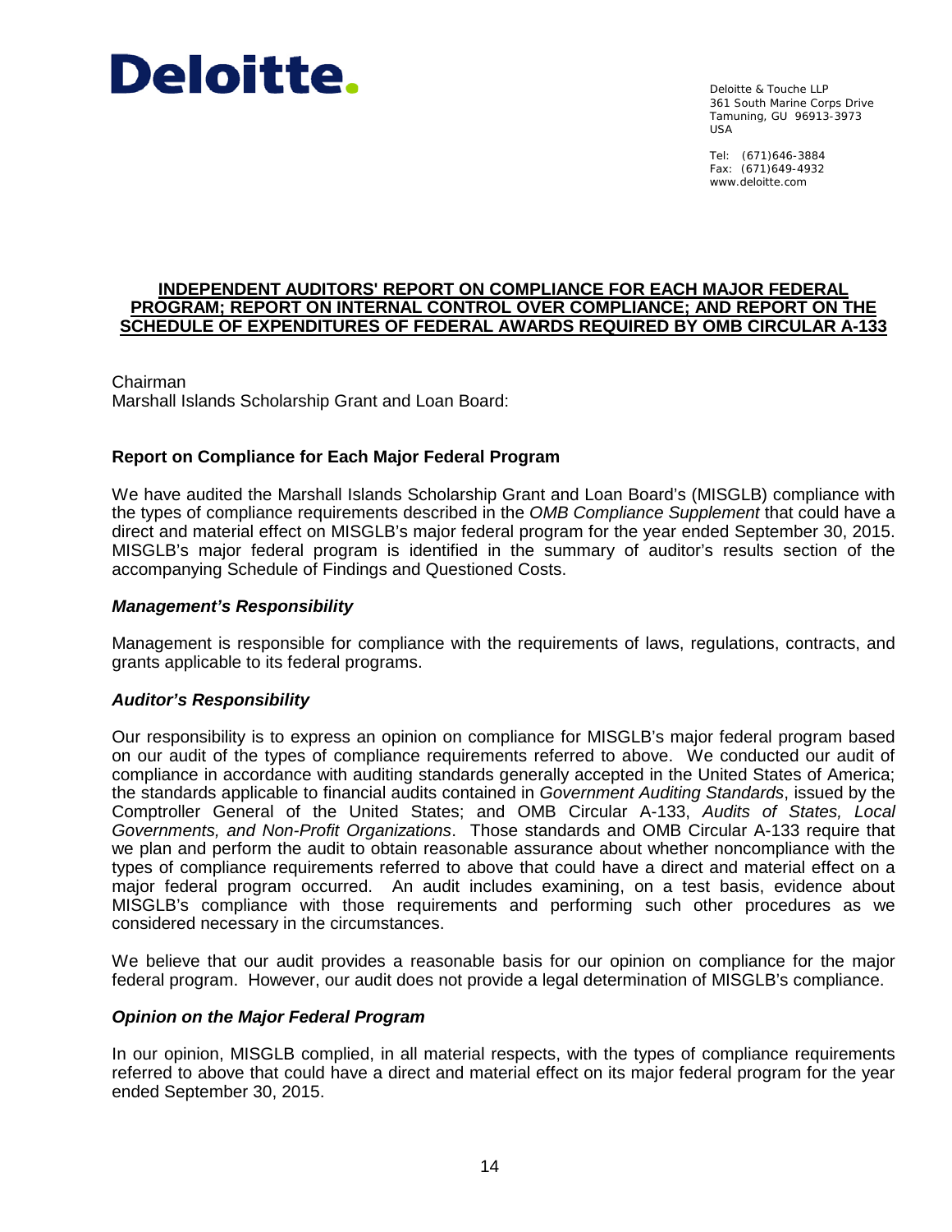Deloitte.

Deloitte & Touche LLP
361 South Marine Corps Drive
Tamuning, GU 96913-3973
USA

Tel: (671)646-3884
Fax: (671)649-4932
www.deloitte.com

**INDEPENDENT AUDITORS' REPORT ON COMPLIANCE FOR EACH MAJOR FEDERAL PROGRAM; REPORT ON INTERNAL CONTROL OVER COMPLIANCE; AND REPORT ON THE SCHEDULE OF EXPENDITURES OF FEDERAL AWARDS REQUIRED BY OMB CIRCULAR A-133**

Chairman
Marshall Islands Scholarship Grant and Loan Board:

## Report on Compliance for Each Major Federal Program

We have audited the Marshall Islands Scholarship Grant and Loan Board's (MISGLB) compliance with the types of compliance requirements described in the *OMB Compliance Supplement* that could have a direct and material effect on MISGLB's major federal program for the year ended September 30, 2015. MISGLB's major federal program is identified in the summary of auditor's results section of the accompanying Schedule of Findings and Questioned Costs.

### *Management's Responsibility*

Management is responsible for compliance with the requirements of laws, regulations, contracts, and grants applicable to its federal programs.

### *Auditor's Responsibility*

Our responsibility is to express an opinion on compliance for MISGLB's major federal program based on our audit of the types of compliance requirements referred to above. We conducted our audit of compliance in accordance with auditing standards generally accepted in the United States of America; the standards applicable to financial audits contained in *Government Auditing Standards*, issued by the Comptroller General of the United States; and OMB Circular A-133, *Audits of States, Local Governments, and Non-Profit Organizations*. Those standards and OMB Circular A-133 require that we plan and perform the audit to obtain reasonable assurance about whether noncompliance with the types of compliance requirements referred to above that could have a direct and material effect on a major federal program occurred. An audit includes examining, on a test basis, evidence about MISGLB's compliance with those requirements and performing such other procedures as we considered necessary in the circumstances.

We believe that our audit provides a reasonable basis for our opinion on compliance for the major federal program. However, our audit does not provide a legal determination of MISGLB's compliance.

### *Opinion on the Major Federal Program*

In our opinion, MISGLB complied, in all material respects, with the types of compliance requirements referred to above that could have a direct and material effect on its major federal program for the year ended September 30, 2015.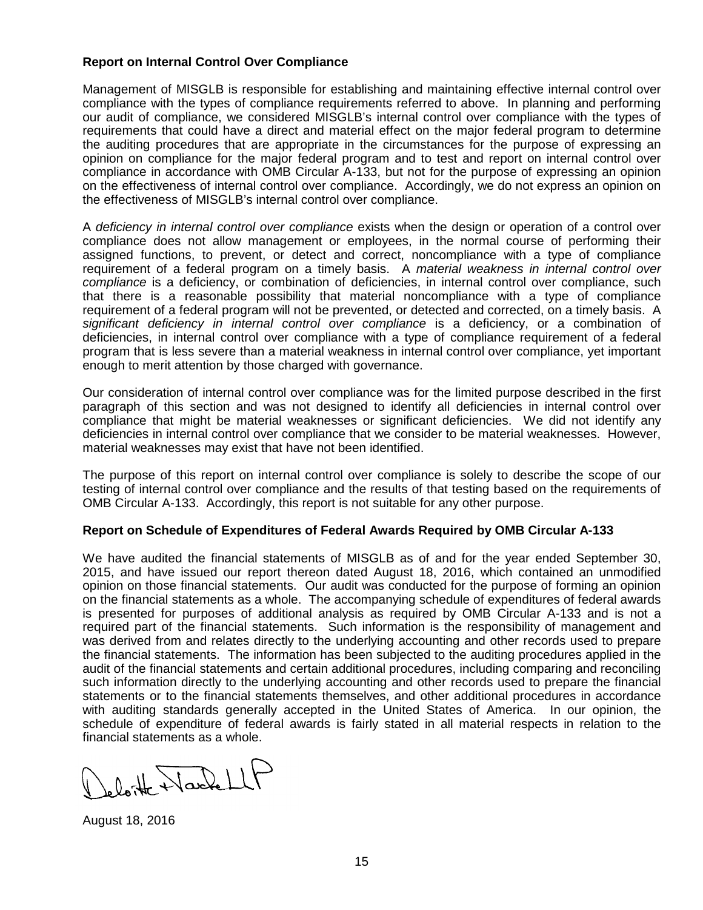**Report on Internal Control Over Compliance**

Management of MISGLB is responsible for establishing and maintaining effective internal control over compliance with the types of compliance requirements referred to above. In planning and performing our audit of compliance, we considered MISGLB's internal control over compliance with the types of requirements that could have a direct and material effect on the major federal program to determine the auditing procedures that are appropriate in the circumstances for the purpose of expressing an opinion on compliance for the major federal program and to test and report on internal control over compliance in accordance with OMB Circular A-133, but not for the purpose of expressing an opinion on the effectiveness of internal control over compliance. Accordingly, we do not express an opinion on the effectiveness of MISGLB's internal control over compliance.

A *deficiency in internal control over compliance* exists when the design or operation of a control over compliance does not allow management or employees, in the normal course of performing their assigned functions, to prevent, or detect and correct, noncompliance with a type of compliance requirement of a federal program on a timely basis. A *material weakness in internal control over compliance* is a deficiency, or combination of deficiencies, in internal control over compliance, such that there is a reasonable possibility that material noncompliance with a type of compliance requirement of a federal program will not be prevented, or detected and corrected, on a timely basis. A *significant deficiency in internal control over compliance* is a deficiency, or a combination of deficiencies, in internal control over compliance with a type of compliance requirement of a federal program that is less severe than a material weakness in internal control over compliance, yet important enough to merit attention by those charged with governance.

Our consideration of internal control over compliance was for the limited purpose described in the first paragraph of this section and was not designed to identify all deficiencies in internal control over compliance that might be material weaknesses or significant deficiencies. We did not identify any deficiencies in internal control over compliance that we consider to be material weaknesses. However, material weaknesses may exist that have not been identified.

The purpose of this report on internal control over compliance is solely to describe the scope of our testing of internal control over compliance and the results of that testing based on the requirements of OMB Circular A-133. Accordingly, this report is not suitable for any other purpose.

**Report on Schedule of Expenditures of Federal Awards Required by OMB Circular A-133**

We have audited the financial statements of MISGLB as of and for the year ended September 30, 2015, and have issued our report thereon dated August 18, 2016, which contained an unmodified opinion on those financial statements. Our audit was conducted for the purpose of forming an opinion on the financial statements as a whole. The accompanying schedule of expenditures of federal awards is presented for purposes of additional analysis as required by OMB Circular A-133 and is not a required part of the financial statements. Such information is the responsibility of management and was derived from and relates directly to the underlying accounting and other records used to prepare the financial statements. The information has been subjected to the auditing procedures applied in the audit of the financial statements and certain additional procedures, including comparing and reconciling such information directly to the underlying accounting and other records used to prepare the financial statements or to the financial statements themselves, and other additional procedures in accordance with auditing standards generally accepted in the United States of America. In our opinion, the schedule of expenditure of federal awards is fairly stated in all material respects in relation to the financial statements as a whole.

Deloitte & Touche LLP

August 18, 2016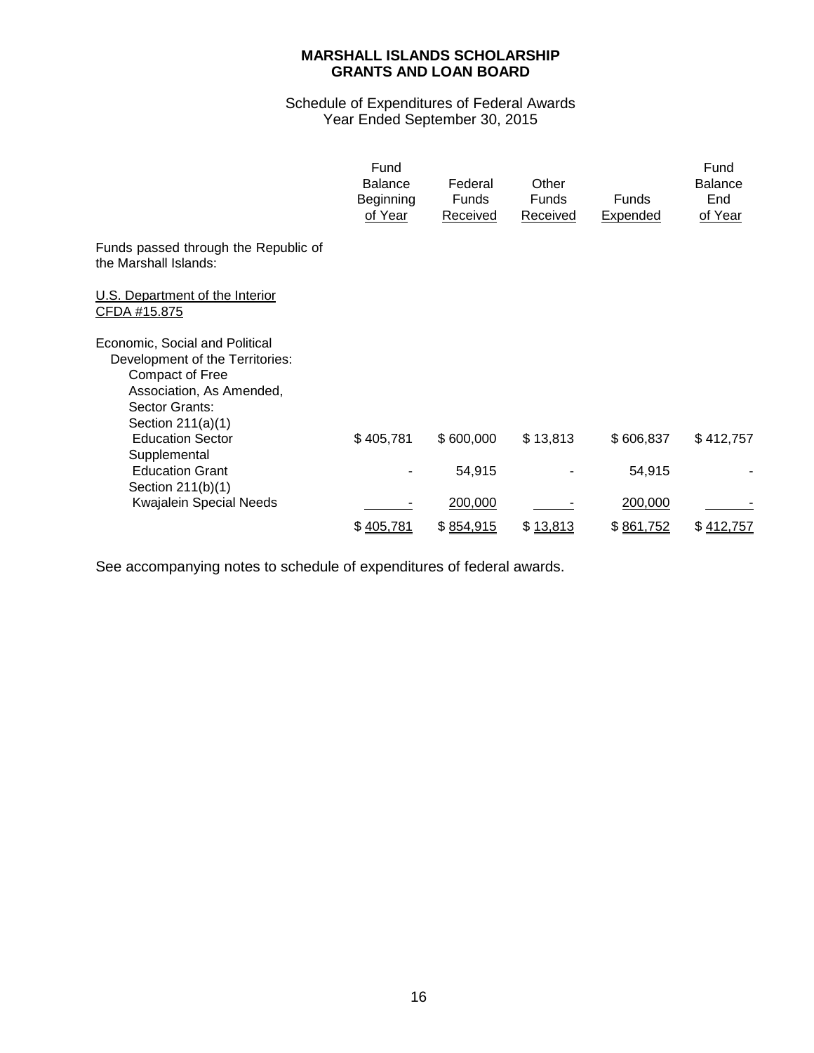**MARSHALL ISLANDS SCHOLARSHIP GRANTS AND LOAN BOARD**

Schedule of Expenditures of Federal Awards
Year Ended September 30, 2015

| | Fund Balance Beginning of Year | Federal Funds Received | Other Funds Received | Funds Expended | Fund Balance End of Year |
|---|---|---|---|---|---|
| Funds passed through the Republic of the Marshall Islands: | | | | | |
| U.S. Department of the Interior CFDA #15.875 | | | | | |
| Economic, Social and Political Development of the Territories: Compact of Free Association, As Amended, Sector Grants: | | | | | |
| Section 211(a)(1) Education Sector | $ 405,781 | $ 600,000 | $ 13,813 | $ 606,837 | $ 412,757 |
| Supplemental Education Grant | - | 54,915 | - | 54,915 | - |
| Section 211(b)(1) Kwajalein Special Needs | - | 200,000 | - | 200,000 | - |
| | $ 405,781 | $ 854,915 | $ 13,813 | $ 861,752 | $ 412,757 |

See accompanying notes to schedule of expenditures of federal awards.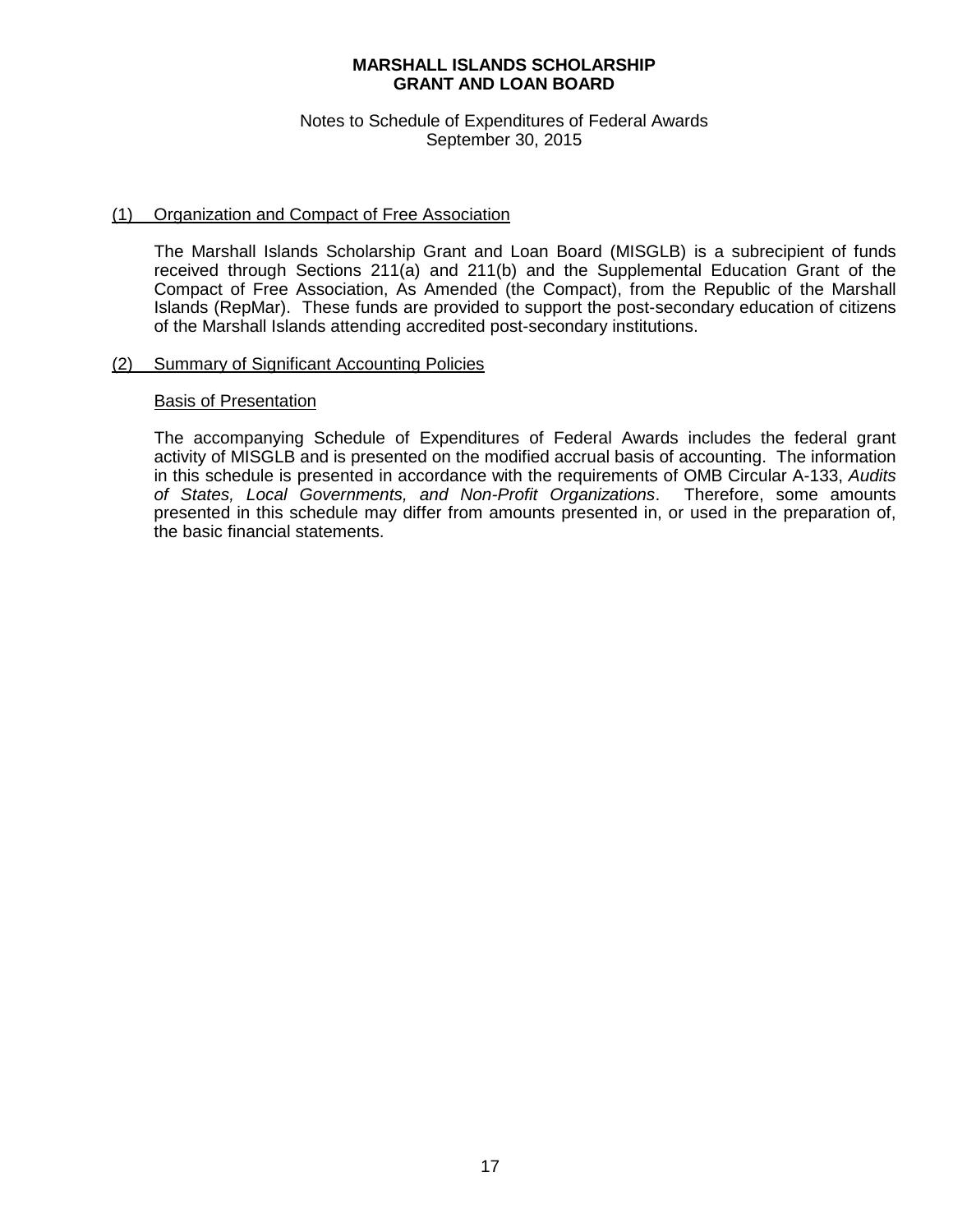**MARSHALL ISLANDS SCHOLARSHIP**
**GRANT AND LOAN BOARD**

Notes to Schedule of Expenditures of Federal Awards
September 30, 2015

## (1) Organization and Compact of Free Association

The Marshall Islands Scholarship Grant and Loan Board (MISGLB) is a subrecipient of funds received through Sections 211(a) and 211(b) and the Supplemental Education Grant of the Compact of Free Association, As Amended (the Compact), from the Republic of the Marshall Islands (RepMar). These funds are provided to support the post-secondary education of citizens of the Marshall Islands attending accredited post-secondary institutions.

## (2) Summary of Significant Accounting Policies

### Basis of Presentation

The accompanying Schedule of Expenditures of Federal Awards includes the federal grant activity of MISGLB and is presented on the modified accrual basis of accounting. The information in this schedule is presented in accordance with the requirements of OMB Circular A-133, *Audits of States, Local Governments, and Non-Profit Organizations*. Therefore, some amounts presented in this schedule may differ from amounts presented in, or used in the preparation of, the basic financial statements.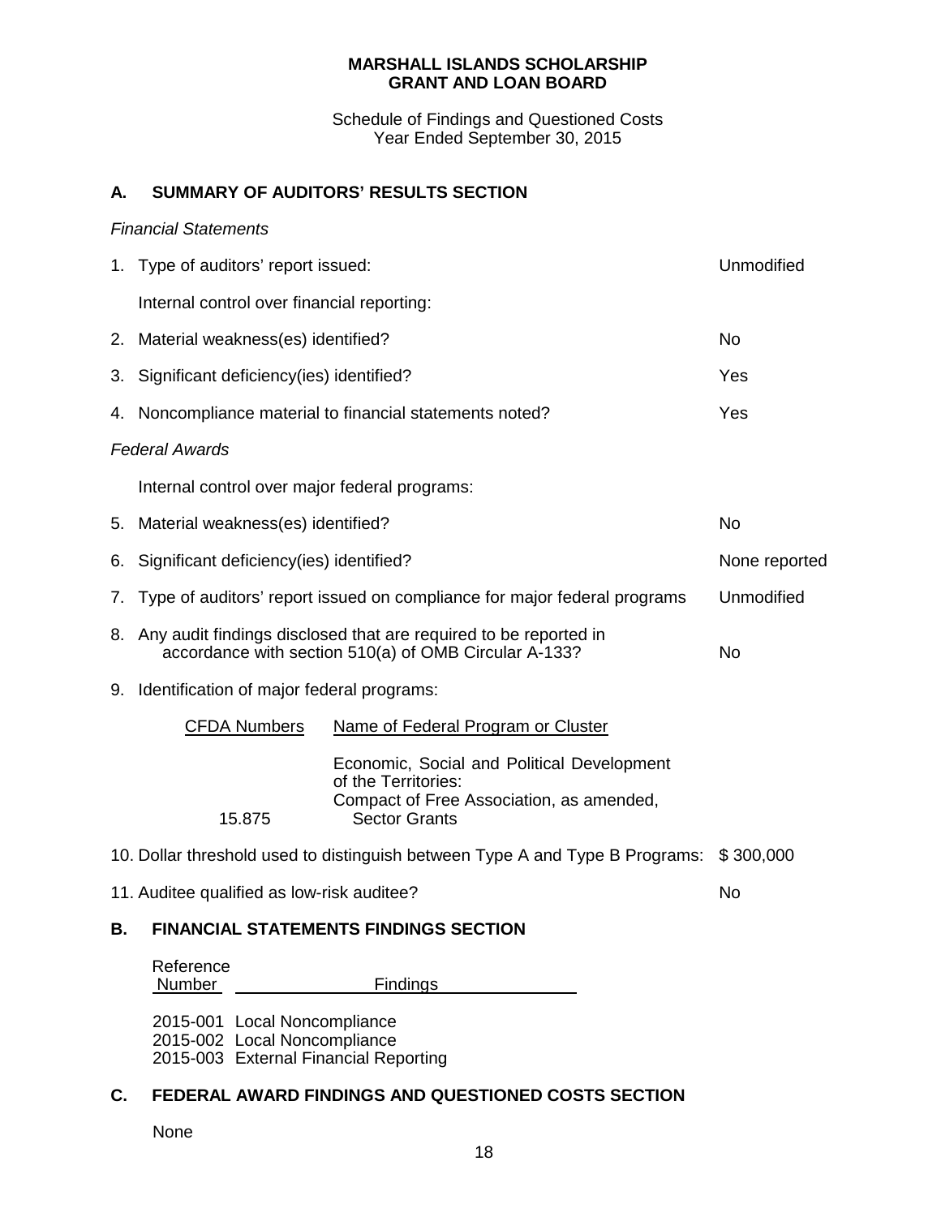**MARSHALL ISLANDS SCHOLARSHIP GRANT AND LOAN BOARD**

Schedule of Findings and Questioned Costs
Year Ended September 30, 2015

## A. SUMMARY OF AUDITORS' RESULTS SECTION

*Financial Statements*

| | | |
|---|---|---|
| 1. | Type of auditors' report issued: | Unmodified |
| | Internal control over financial reporting: | |
| 2. | Material weakness(es) identified? | No |
| 3. | Significant deficiency(ies) identified? | Yes |
| 4. | Noncompliance material to financial statements noted? | Yes |

*Federal Awards*

| | | |
|---|---|---|
| | Internal control over major federal programs: | |
| 5. | Material weakness(es) identified? | No |
| 6. | Significant deficiency(ies) identified? | None reported |
| 7. | Type of auditors' report issued on compliance for major federal programs | Unmodified |
| 8. | Any audit findings disclosed that are required to be reported in accordance with section 510(a) of OMB Circular A-133? | No |
| 9. | Identification of major federal programs: | |

| CFDA Numbers | Name of Federal Program or Cluster |
|---|---|
| 15.875 | Economic, Social and Political Development of the Territories: Compact of Free Association, as amended, Sector Grants |

| | | |
|---|---|---|
| 10. | Dollar threshold used to distinguish between Type A and Type B Programs: | $ 300,000 |
| 11. | Auditee qualified as low-risk auditee? | No |

## B. FINANCIAL STATEMENTS FINDINGS SECTION

| Reference Number | Findings |
|---|---|
| 2015-001 | Local Noncompliance |
| 2015-002 | Local Noncompliance |
| 2015-003 | External Financial Reporting |

## C. FEDERAL AWARD FINDINGS AND QUESTIONED COSTS SECTION

None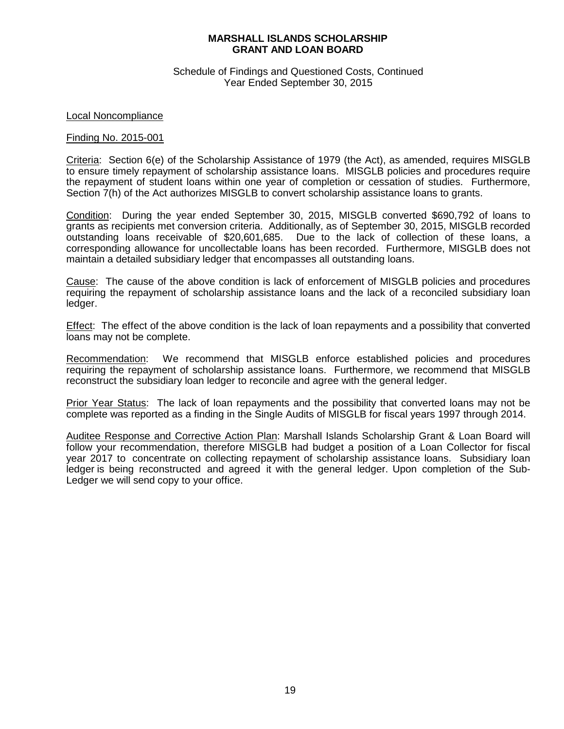**MARSHALL ISLANDS SCHOLARSHIP GRANT AND LOAN BOARD**

Schedule of Findings and Questioned Costs, Continued
Year Ended September 30, 2015

Local Noncompliance

Finding No. 2015-001

Criteria: Section 6(e) of the Scholarship Assistance of 1979 (the Act), as amended, requires MISGLB to ensure timely repayment of scholarship assistance loans. MISGLB policies and procedures require the repayment of student loans within one year of completion or cessation of studies. Furthermore, Section 7(h) of the Act authorizes MISGLB to convert scholarship assistance loans to grants.

Condition: During the year ended September 30, 2015, MISGLB converted $690,792 of loans to grants as recipients met conversion criteria. Additionally, as of September 30, 2015, MISGLB recorded outstanding loans receivable of $20,601,685. Due to the lack of collection of these loans, a corresponding allowance for uncollectable loans has been recorded. Furthermore, MISGLB does not maintain a detailed subsidiary ledger that encompasses all outstanding loans.

Cause: The cause of the above condition is lack of enforcement of MISGLB policies and procedures requiring the repayment of scholarship assistance loans and the lack of a reconciled subsidiary loan ledger.

Effect: The effect of the above condition is the lack of loan repayments and a possibility that converted loans may not be complete.

Recommendation: We recommend that MISGLB enforce established policies and procedures requiring the repayment of scholarship assistance loans. Furthermore, we recommend that MISGLB reconstruct the subsidiary loan ledger to reconcile and agree with the general ledger.

Prior Year Status: The lack of loan repayments and the possibility that converted loans may not be complete was reported as a finding in the Single Audits of MISGLB for fiscal years 1997 through 2014.

Auditee Response and Corrective Action Plan: Marshall Islands Scholarship Grant & Loan Board will follow your recommendation, therefore MISGLB had budget a position of a Loan Collector for fiscal year 2017 to concentrate on collecting repayment of scholarship assistance loans. Subsidiary loan ledger is being reconstructed and agreed it with the general ledger. Upon completion of the Sub-Ledger we will send copy to your office.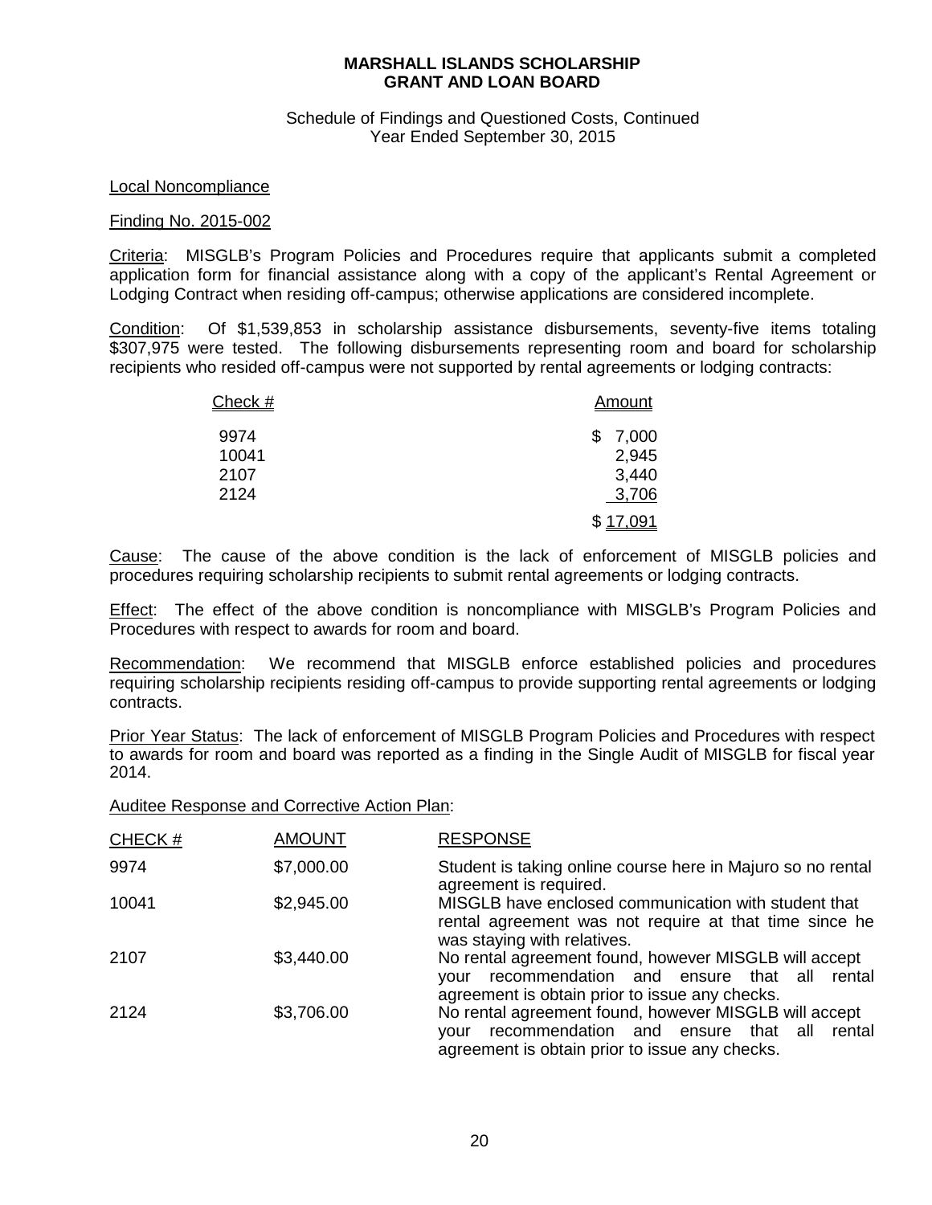# MARSHALL ISLANDS SCHOLARSHIP GRANT AND LOAN BOARD

Schedule of Findings and Questioned Costs, Continued
Year Ended September 30, 2015

Local Noncompliance

Finding No. 2015-002

Criteria: MISGLB's Program Policies and Procedures require that applicants submit a completed application form for financial assistance along with a copy of the applicant's Rental Agreement or Lodging Contract when residing off-campus; otherwise applications are considered incomplete.

Condition: Of $1,539,853 in scholarship assistance disbursements, seventy-five items totaling $307,975 were tested. The following disbursements representing room and board for scholarship recipients who resided off-campus were not supported by rental agreements or lodging contracts:

| Check # | Amount |
|---|---|
| 9974 | $ 7,000 |
| 10041 | 2,945 |
| 2107 | 3,440 |
| 2124 | 3,706 |
| | $ 17,091 |

Cause: The cause of the above condition is the lack of enforcement of MISGLB policies and procedures requiring scholarship recipients to submit rental agreements or lodging contracts.

Effect: The effect of the above condition is noncompliance with MISGLB's Program Policies and Procedures with respect to awards for room and board.

Recommendation: We recommend that MISGLB enforce established policies and procedures requiring scholarship recipients residing off-campus to provide supporting rental agreements or lodging contracts.

Prior Year Status: The lack of enforcement of MISGLB Program Policies and Procedures with respect to awards for room and board was reported as a finding in the Single Audit of MISGLB for fiscal year 2014.

Auditee Response and Corrective Action Plan:

| CHECK # | AMOUNT | RESPONSE |
|---|---|---|
| 9974 | $7,000.00 | Student is taking online course here in Majuro so no rental agreement is required. |
| 10041 | $2,945.00 | MISGLB have enclosed communication with student that rental agreement was not require at that time since he was staying with relatives. |
| 2107 | $3,440.00 | No rental agreement found, however MISGLB will accept your recommendation and ensure that all rental agreement is obtain prior to issue any checks. |
| 2124 | $3,706.00 | No rental agreement found, however MISGLB will accept your recommendation and ensure that all rental agreement is obtain prior to issue any checks. |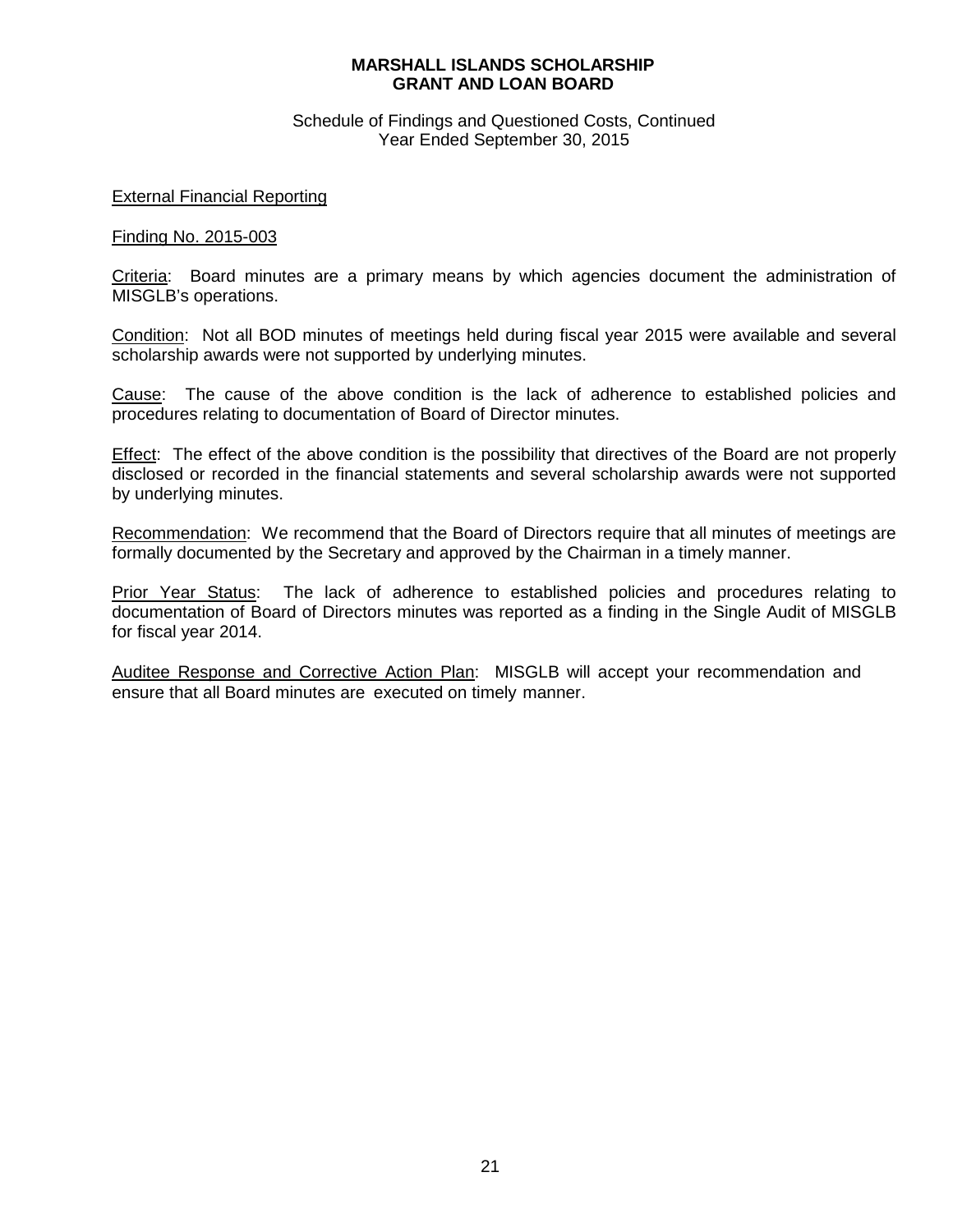**MARSHALL ISLANDS SCHOLARSHIP GRANT AND LOAN BOARD**

Schedule of Findings and Questioned Costs, Continued
Year Ended September 30, 2015

External Financial Reporting

Finding No. 2015-003

Criteria: Board minutes are a primary means by which agencies document the administration of MISGLB's operations.

Condition: Not all BOD minutes of meetings held during fiscal year 2015 were available and several scholarship awards were not supported by underlying minutes.

Cause: The cause of the above condition is the lack of adherence to established policies and procedures relating to documentation of Board of Director minutes.

Effect: The effect of the above condition is the possibility that directives of the Board are not properly disclosed or recorded in the financial statements and several scholarship awards were not supported by underlying minutes.

Recommendation: We recommend that the Board of Directors require that all minutes of meetings are formally documented by the Secretary and approved by the Chairman in a timely manner.

Prior Year Status: The lack of adherence to established policies and procedures relating to documentation of Board of Directors minutes was reported as a finding in the Single Audit of MISGLB for fiscal year 2014.

Auditee Response and Corrective Action Plan: MISGLB will accept your recommendation and ensure that all Board minutes are executed on timely manner.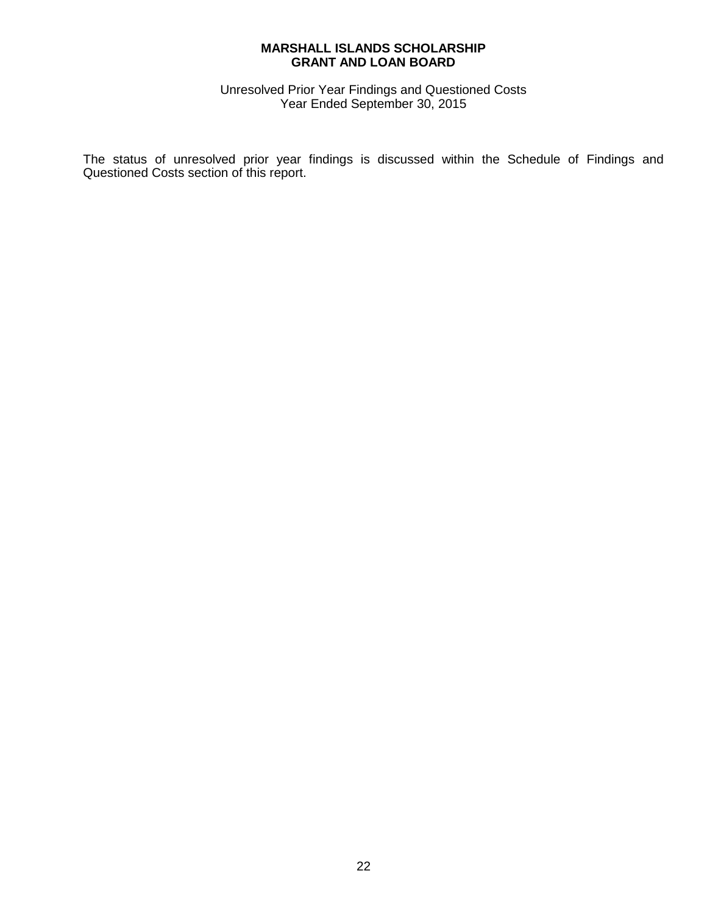# MARSHALL ISLANDS SCHOLARSHIP GRANT AND LOAN BOARD

Unresolved Prior Year Findings and Questioned Costs
Year Ended September 30, 2015

The status of unresolved prior year findings is discussed within the Schedule of Findings and Questioned Costs section of this report.